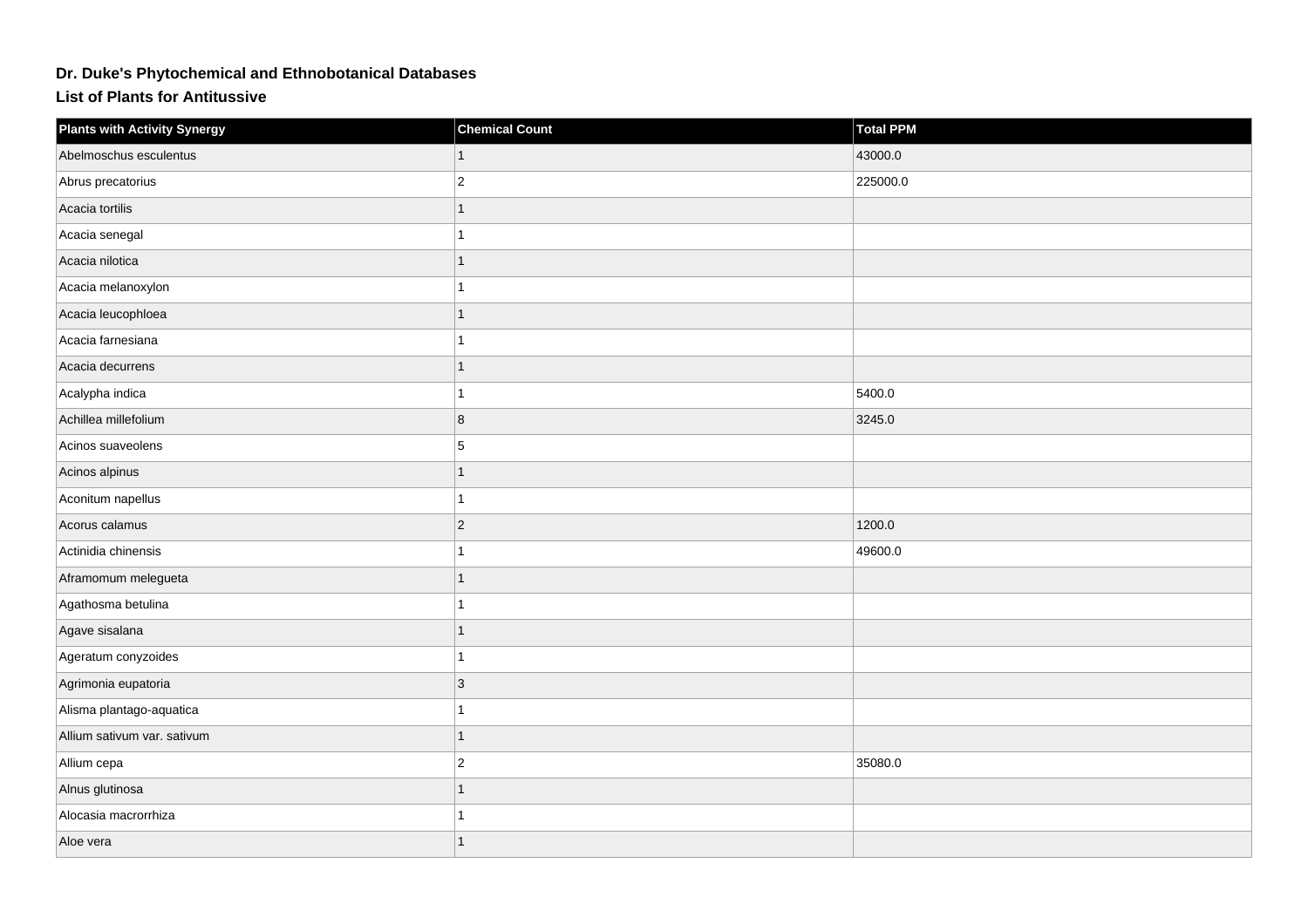# Dr. Duke's Phytochemical and Ethnobotanical Databases

## List of Plants for Antitussive

| Plants with Activity Synergy | Chemical Count | Total PPM |
| --- | --- | --- |
| Abelmoschus esculentus | 1 | 43000.0 |
| Abrus precatorius | 2 | 225000.0 |
| Acacia tortilis | 1 | |
| Acacia senegal | 1 | |
| Acacia nilotica | 1 | |
| Acacia melanoxylon | 1 | |
| Acacia leucophloea | 1 | |
| Acacia farnesiana | 1 | |
| Acacia decurrens | 1 | |
| Acalypha indica | 1 | 5400.0 |
| Achillea millefolium | 8 | 3245.0 |
| Acinos suaveolens | 5 | |
| Acinos alpinus | 1 | |
| Aconitum napellus | 1 | |
| Acorus calamus | 2 | 1200.0 |
| Actinidia chinensis | 1 | 49600.0 |
| Aframomum melegueta | 1 | |
| Agathosma betulina | 1 | |
| Agave sisalana | 1 | |
| Ageratum conyzoides | 1 | |
| Agrimonia eupatoria | 3 | |
| Alisma plantago-aquatica | 1 | |
| Allium sativum var. sativum | 1 | |
| Allium cepa | 2 | 35080.0 |
| Alnus glutinosa | 1 | |
| Alocasia macrorrhiza | 1 | |
| Aloe vera | 1 | |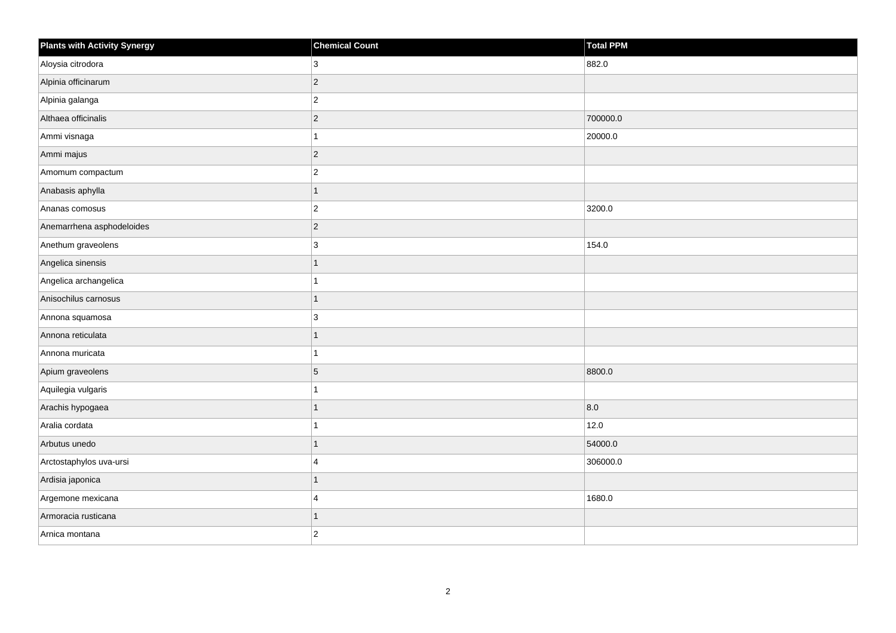| Plants with Activity Synergy | Chemical Count | Total PPM |
|---|---|---|
| Aloysia citrodora | 3 | 882.0 |
| Alpinia officinarum | 2 | |
| Alpinia galanga | 2 | |
| Althaea officinalis | 2 | 700000.0 |
| Ammi visnaga | 1 | 20000.0 |
| Ammi majus | 2 | |
| Amomum compactum | 2 | |
| Anabasis aphylla | 1 | |
| Ananas comosus | 2 | 3200.0 |
| Anemarrhena asphodeloides | 2 | |
| Anethum graveolens | 3 | 154.0 |
| Angelica sinensis | 1 | |
| Angelica archangelica | 1 | |
| Anisochilus carnosus | 1 | |
| Annona squamosa | 3 | |
| Annona reticulata | 1 | |
| Annona muricata | 1 | |
| Apium graveolens | 5 | 8800.0 |
| Aquilegia vulgaris | 1 | |
| Arachis hypogaea | 1 | 8.0 |
| Aralia cordata | 1 | 12.0 |
| Arbutus unedo | 1 | 54000.0 |
| Arctostaphylos uva-ursi | 4 | 306000.0 |
| Ardisia japonica | 1 | |
| Argemone mexicana | 4 | 1680.0 |
| Armoracia rusticana | 1 | |
| Arnica montana | 2 | |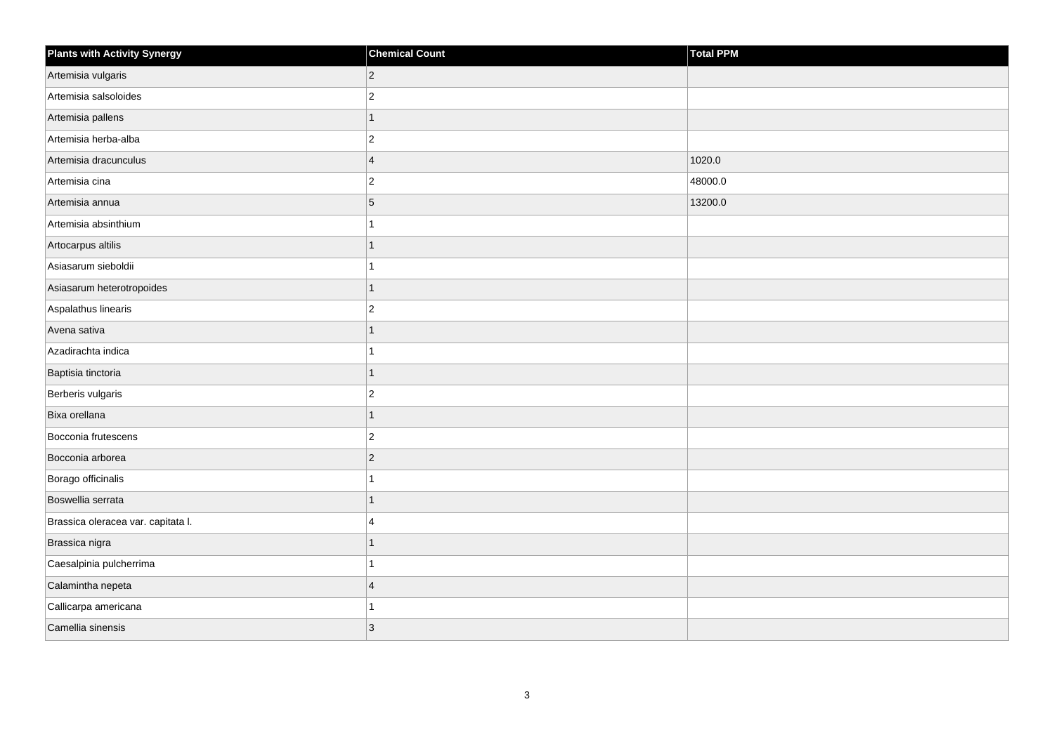| Plants with Activity Synergy | Chemical Count | Total PPM |
|---|---|---|
| Artemisia vulgaris | 2 | |
| Artemisia salsoloides | 2 | |
| Artemisia pallens | 1 | |
| Artemisia herba-alba | 2 | |
| Artemisia dracunculus | 4 | 1020.0 |
| Artemisia cina | 2 | 48000.0 |
| Artemisia annua | 5 | 13200.0 |
| Artemisia absinthium | 1 | |
| Artocarpus altilis | 1 | |
| Asiasarum sieboldii | 1 | |
| Asiasarum heterotropoides | 1 | |
| Aspalathus linearis | 2 | |
| Avena sativa | 1 | |
| Azadirachta indica | 1 | |
| Baptisia tinctoria | 1 | |
| Berberis vulgaris | 2 | |
| Bixa orellana | 1 | |
| Bocconia frutescens | 2 | |
| Bocconia arborea | 2 | |
| Borago officinalis | 1 | |
| Boswellia serrata | 1 | |
| Brassica oleracea var. capitata l. | 4 | |
| Brassica nigra | 1 | |
| Caesalpinia pulcherrima | 1 | |
| Calamintha nepeta | 4 | |
| Callicarpa americana | 1 | |
| Camellia sinensis | 3 | |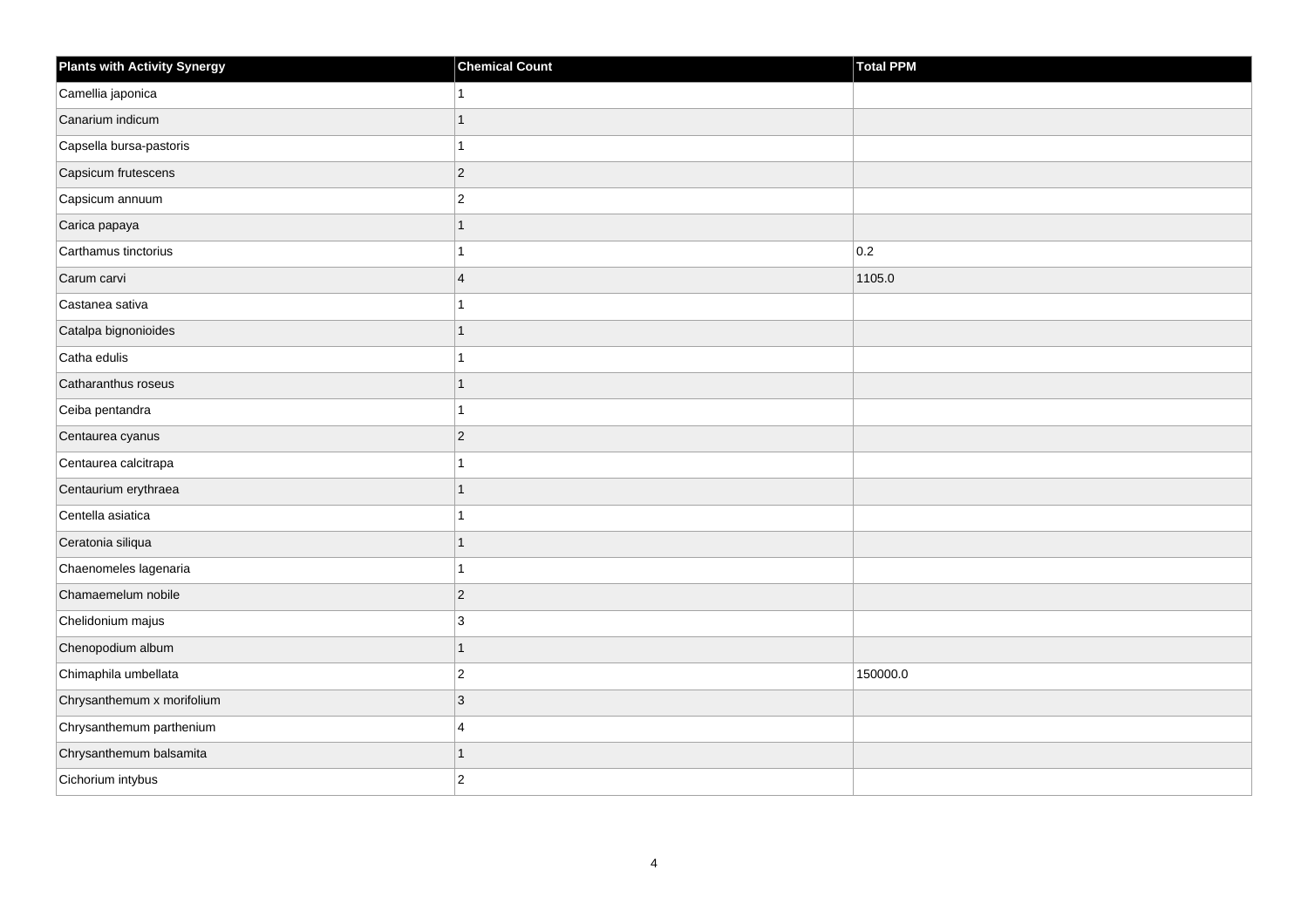| Plants with Activity Synergy | Chemical Count | Total PPM |
| --- | --- | --- |
| Camellia japonica | 1 | |
| Canarium indicum | 1 | |
| Capsella bursa-pastoris | 1 | |
| Capsicum frutescens | 2 | |
| Capsicum annuum | 2 | |
| Carica papaya | 1 | |
| Carthamus tinctorius | 1 | 0.2 |
| Carum carvi | 4 | 1105.0 |
| Castanea sativa | 1 | |
| Catalpa bignonioides | 1 | |
| Catha edulis | 1 | |
| Catharanthus roseus | 1 | |
| Ceiba pentandra | 1 | |
| Centaurea cyanus | 2 | |
| Centaurea calcitrapa | 1 | |
| Centaurium erythraea | 1 | |
| Centella asiatica | 1 | |
| Ceratonia siliqua | 1 | |
| Chaenomeles lagenaria | 1 | |
| Chamaemelum nobile | 2 | |
| Chelidonium majus | 3 | |
| Chenopodium album | 1 | |
| Chimaphila umbellata | 2 | 150000.0 |
| Chrysanthemum x morifolium | 3 | |
| Chrysanthemum parthenium | 4 | |
| Chrysanthemum balsamita | 1 | |
| Cichorium intybus | 2 | |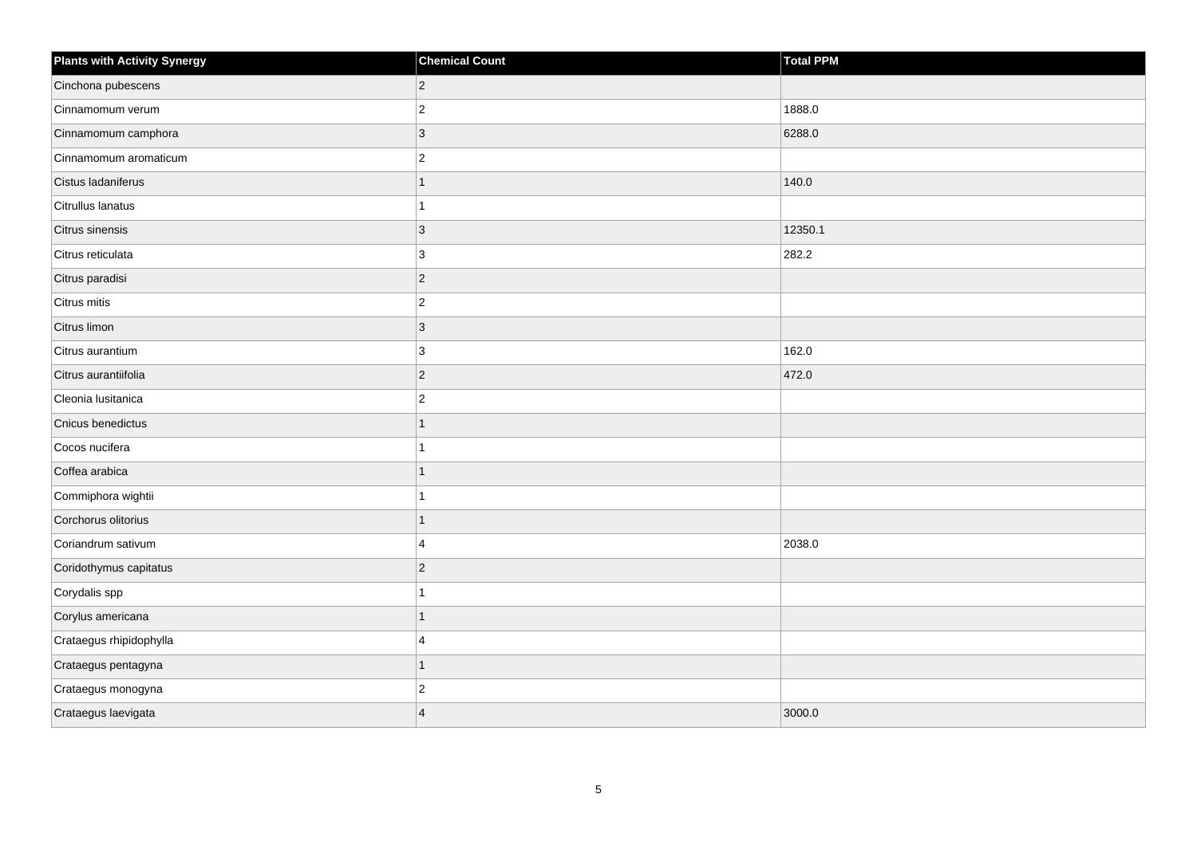| Plants with Activity Synergy | Chemical Count | Total PPM |
| --- | --- | --- |
| Cinchona pubescens | 2 | |
| Cinnamomum verum | 2 | 1888.0 |
| Cinnamomum camphora | 3 | 6288.0 |
| Cinnamomum aromaticum | 2 | |
| Cistus ladaniferus | 1 | 140.0 |
| Citrullus lanatus | 1 | |
| Citrus sinensis | 3 | 12350.1 |
| Citrus reticulata | 3 | 282.2 |
| Citrus paradisi | 2 | |
| Citrus mitis | 2 | |
| Citrus limon | 3 | |
| Citrus aurantium | 3 | 162.0 |
| Citrus aurantiifolia | 2 | 472.0 |
| Cleonia lusitanica | 2 | |
| Cnicus benedictus | 1 | |
| Cocos nucifera | 1 | |
| Coffea arabica | 1 | |
| Commiphora wightii | 1 | |
| Corchorus olitorius | 1 | |
| Coriandrum sativum | 4 | 2038.0 |
| Coridothymus capitatus | 2 | |
| Corydalis spp | 1 | |
| Corylus americana | 1 | |
| Crataegus rhipidophylla | 4 | |
| Crataegus pentagyna | 1 | |
| Crataegus monogyna | 2 | |
| Crataegus laevigata | 4 | 3000.0 |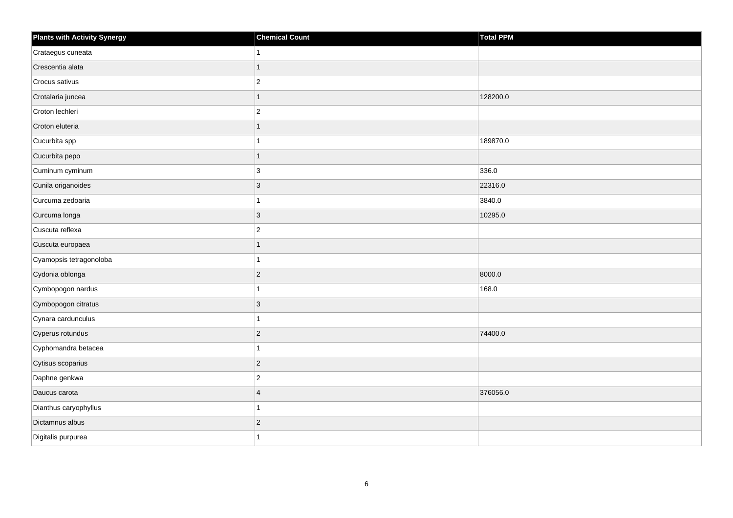| Plants with Activity Synergy | Chemical Count | Total PPM |
| --- | --- | --- |
| Crataegus cuneata | 1 | |
| Crescentia alata | 1 | |
| Crocus sativus | 2 | |
| Crotalaria juncea | 1 | 128200.0 |
| Croton lechleri | 2 | |
| Croton eluteria | 1 | |
| Cucurbita spp | 1 | 189870.0 |
| Cucurbita pepo | 1 | |
| Cuminum cyminum | 3 | 336.0 |
| Cunila origanoides | 3 | 22316.0 |
| Curcuma zedoaria | 1 | 3840.0 |
| Curcuma longa | 3 | 10295.0 |
| Cuscuta reflexa | 2 | |
| Cuscuta europaea | 1 | |
| Cyamopsis tetragonoloba | 1 | |
| Cydonia oblonga | 2 | 8000.0 |
| Cymbopogon nardus | 1 | 168.0 |
| Cymbopogon citratus | 3 | |
| Cynara cardunculus | 1 | |
| Cyperus rotundus | 2 | 74400.0 |
| Cyphomandra betacea | 1 | |
| Cytisus scoparius | 2 | |
| Daphne genkwa | 2 | |
| Daucus carota | 4 | 376056.0 |
| Dianthus caryophyllus | 1 | |
| Dictamnus albus | 2 | |
| Digitalis purpurea | 1 | |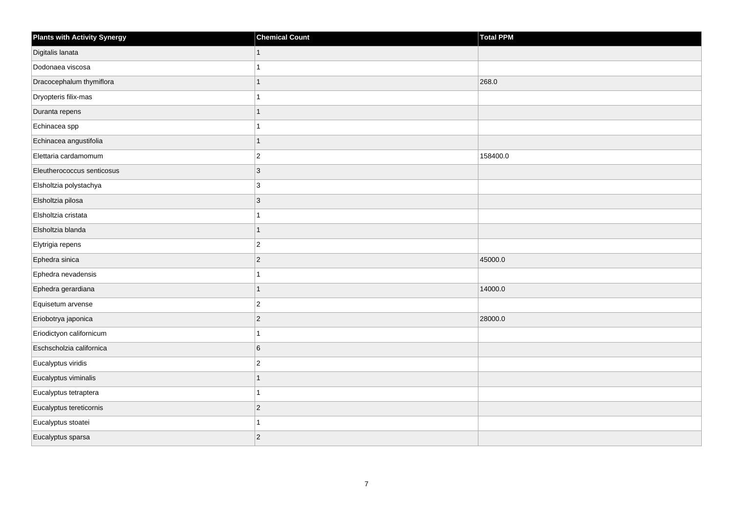| Plants with Activity Synergy | Chemical Count | Total PPM |
| --- | --- | --- |
| Digitalis lanata | 1 | |
| Dodonaea viscosa | 1 | |
| Dracocephalum thymiflora | 1 | 268.0 |
| Dryopteris filix-mas | 1 | |
| Duranta repens | 1 | |
| Echinacea spp | 1 | |
| Echinacea angustifolia | 1 | |
| Elettaria cardamomum | 2 | 158400.0 |
| Eleutherococcus senticosus | 3 | |
| Elsholtzia polystachya | 3 | |
| Elsholtzia pilosa | 3 | |
| Elsholtzia cristata | 1 | |
| Elsholtzia blanda | 1 | |
| Elytrigia repens | 2 | |
| Ephedra sinica | 2 | 45000.0 |
| Ephedra nevadensis | 1 | |
| Ephedra gerardiana | 1 | 14000.0 |
| Equisetum arvense | 2 | |
| Eriobotrya japonica | 2 | 28000.0 |
| Eriodictyon californicum | 1 | |
| Eschscholzia californica | 6 | |
| Eucalyptus viridis | 2 | |
| Eucalyptus viminalis | 1 | |
| Eucalyptus tetraptera | 1 | |
| Eucalyptus tereticornis | 2 | |
| Eucalyptus stoatei | 1 | |
| Eucalyptus sparsa | 2 | |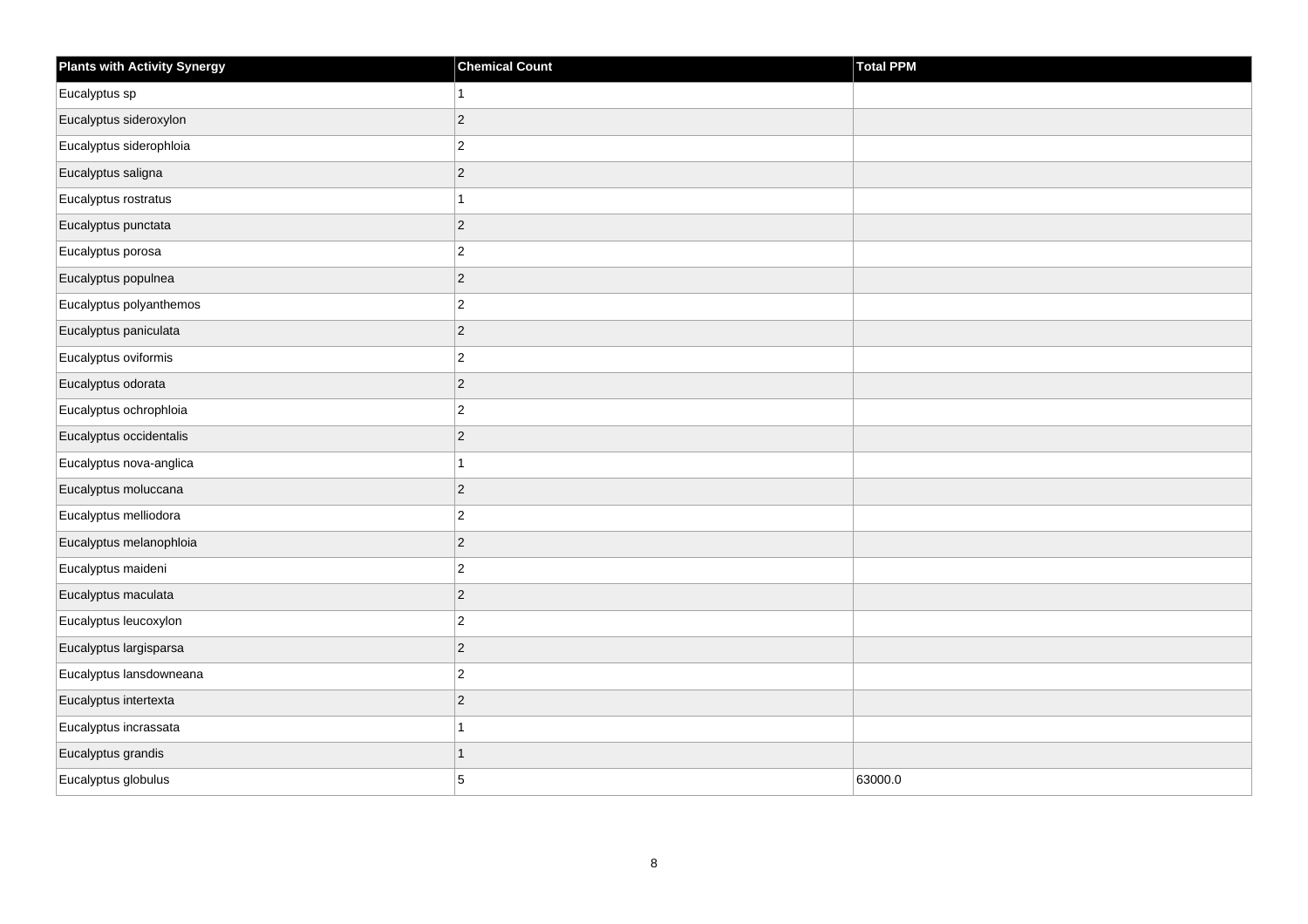| Plants with Activity Synergy | Chemical Count | Total PPM |
| --- | --- | --- |
| Eucalyptus sp | 1 | |
| Eucalyptus sideroxylon | 2 | |
| Eucalyptus siderophloia | 2 | |
| Eucalyptus saligna | 2 | |
| Eucalyptus rostratus | 1 | |
| Eucalyptus punctata | 2 | |
| Eucalyptus porosa | 2 | |
| Eucalyptus populnea | 2 | |
| Eucalyptus polyanthemos | 2 | |
| Eucalyptus paniculata | 2 | |
| Eucalyptus oviformis | 2 | |
| Eucalyptus odorata | 2 | |
| Eucalyptus ochrophloia | 2 | |
| Eucalyptus occidentalis | 2 | |
| Eucalyptus nova-anglica | 1 | |
| Eucalyptus moluccana | 2 | |
| Eucalyptus melliodora | 2 | |
| Eucalyptus melanophloia | 2 | |
| Eucalyptus maideni | 2 | |
| Eucalyptus maculata | 2 | |
| Eucalyptus leucoxylon | 2 | |
| Eucalyptus largisparsa | 2 | |
| Eucalyptus lansdowneana | 2 | |
| Eucalyptus intertexta | 2 | |
| Eucalyptus incrassata | 1 | |
| Eucalyptus grandis | 1 | |
| Eucalyptus globulus | 5 | 63000.0 |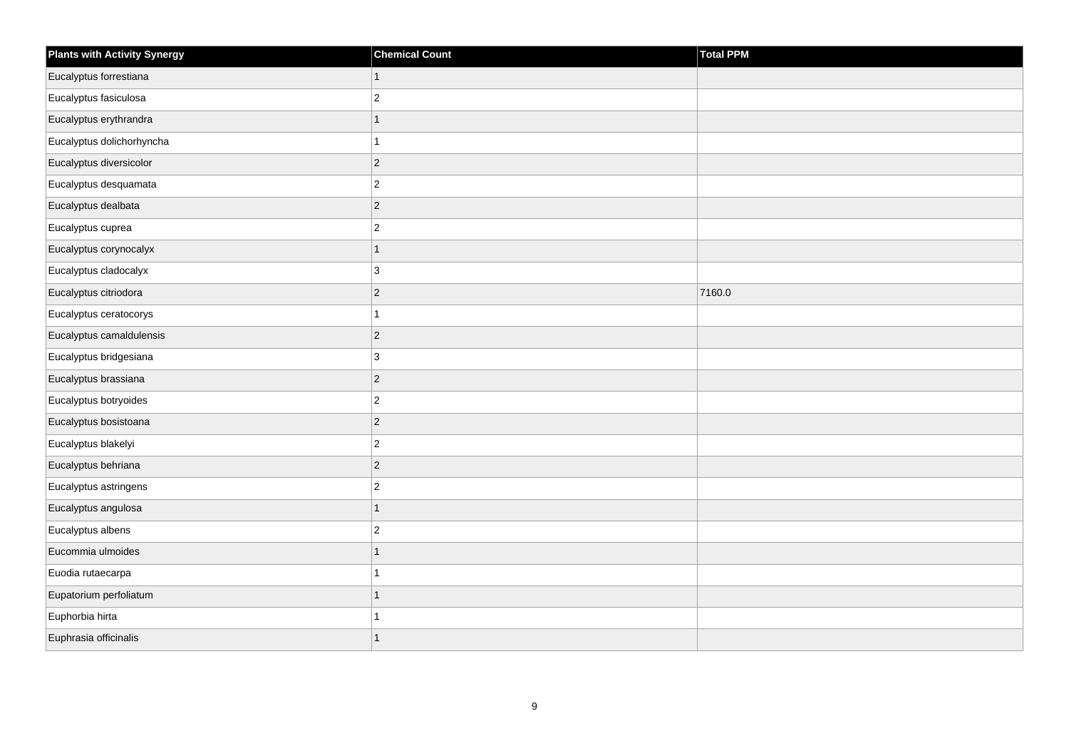| Plants with Activity Synergy | Chemical Count | Total PPM |
| --- | --- | --- |
| Eucalyptus forrestiana | 1 | |
| Eucalyptus fasiculosa | 2 | |
| Eucalyptus erythrandra | 1 | |
| Eucalyptus dolichorhyncha | 1 | |
| Eucalyptus diversicolor | 2 | |
| Eucalyptus desquamata | 2 | |
| Eucalyptus dealbata | 2 | |
| Eucalyptus cuprea | 2 | |
| Eucalyptus corynocalyx | 1 | |
| Eucalyptus cladocalyx | 3 | |
| Eucalyptus citriodora | 2 | 7160.0 |
| Eucalyptus ceratocorys | 1 | |
| Eucalyptus camaldulensis | 2 | |
| Eucalyptus bridgesiana | 3 | |
| Eucalyptus brassiana | 2 | |
| Eucalyptus botryoides | 2 | |
| Eucalyptus bosistoana | 2 | |
| Eucalyptus blakelyi | 2 | |
| Eucalyptus behriana | 2 | |
| Eucalyptus astringens | 2 | |
| Eucalyptus angulosa | 1 | |
| Eucalyptus albens | 2 | |
| Eucommia ulmoides | 1 | |
| Euodia rutaecarpa | 1 | |
| Eupatorium perfoliatum | 1 | |
| Euphorbia hirta | 1 | |
| Euphrasia officinalis | 1 | |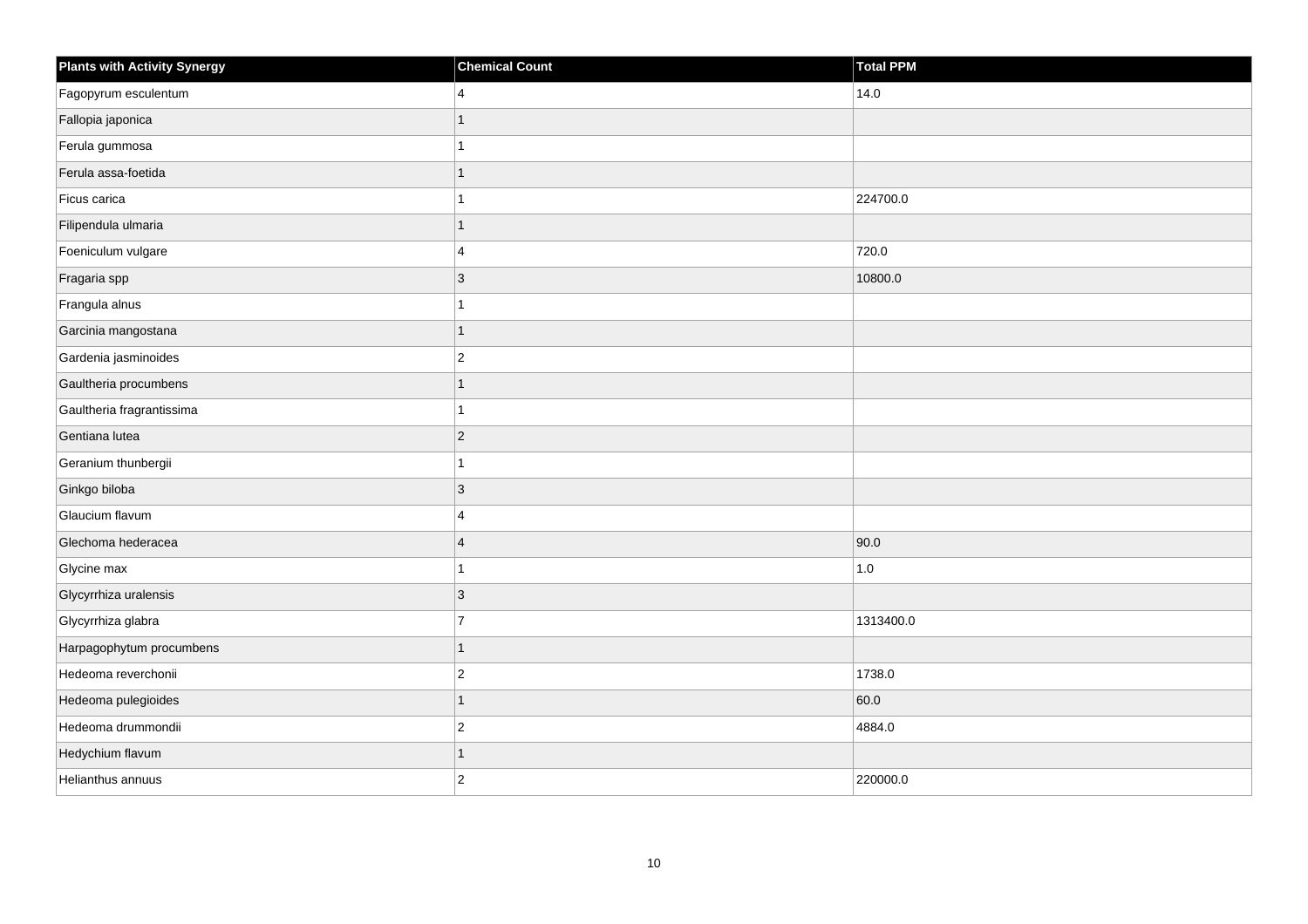| Plants with Activity Synergy | Chemical Count | Total PPM |
|---|---|---|
| Fagopyrum esculentum | 4 | 14.0 |
| Fallopia japonica | 1 | |
| Ferula gummosa | 1 | |
| Ferula assa-foetida | 1 | |
| Ficus carica | 1 | 224700.0 |
| Filipendula ulmaria | 1 | |
| Foeniculum vulgare | 4 | 720.0 |
| Fragaria spp | 3 | 10800.0 |
| Frangula alnus | 1 | |
| Garcinia mangostana | 1 | |
| Gardenia jasminoides | 2 | |
| Gaultheria procumbens | 1 | |
| Gaultheria fragrantissima | 1 | |
| Gentiana lutea | 2 | |
| Geranium thunbergii | 1 | |
| Ginkgo biloba | 3 | |
| Glaucium flavum | 4 | |
| Glechoma hederacea | 4 | 90.0 |
| Glycine max | 1 | 1.0 |
| Glycyrrhiza uralensis | 3 | |
| Glycyrrhiza glabra | 7 | 1313400.0 |
| Harpagophytum procumbens | 1 | |
| Hedeoma reverchonii | 2 | 1738.0 |
| Hedeoma pulegioides | 1 | 60.0 |
| Hedeoma drummondii | 2 | 4884.0 |
| Hedychium flavum | 1 | |
| Helianthus annuus | 2 | 220000.0 |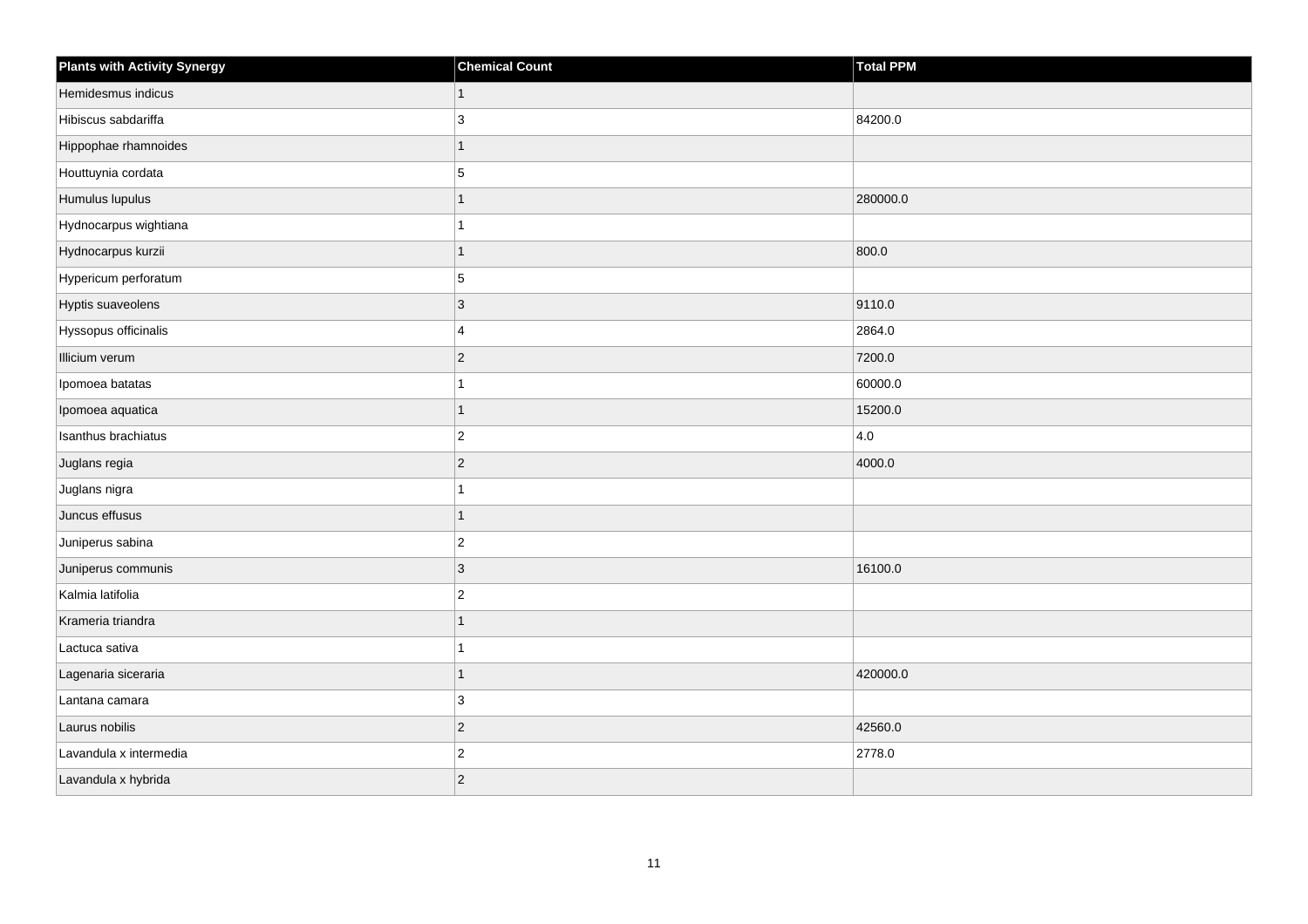| Plants with Activity Synergy | Chemical Count | Total PPM |
| --- | --- | --- |
| Hemidesmus indicus | 1 | |
| Hibiscus sabdariffa | 3 | 84200.0 |
| Hippophae rhamnoides | 1 | |
| Houttuynia cordata | 5 | |
| Humulus lupulus | 1 | 280000.0 |
| Hydnocarpus wightiana | 1 | |
| Hydnocarpus kurzii | 1 | 800.0 |
| Hypericum perforatum | 5 | |
| Hyptis suaveolens | 3 | 9110.0 |
| Hyssopus officinalis | 4 | 2864.0 |
| Illicium verum | 2 | 7200.0 |
| Ipomoea batatas | 1 | 60000.0 |
| Ipomoea aquatica | 1 | 15200.0 |
| Isanthus brachiatus | 2 | 4.0 |
| Juglans regia | 2 | 4000.0 |
| Juglans nigra | 1 | |
| Juncus effusus | 1 | |
| Juniperus sabina | 2 | |
| Juniperus communis | 3 | 16100.0 |
| Kalmia latifolia | 2 | |
| Krameria triandra | 1 | |
| Lactuca sativa | 1 | |
| Lagenaria siceraria | 1 | 420000.0 |
| Lantana camara | 3 | |
| Laurus nobilis | 2 | 42560.0 |
| Lavandula x intermedia | 2 | 2778.0 |
| Lavandula x hybrida | 2 | |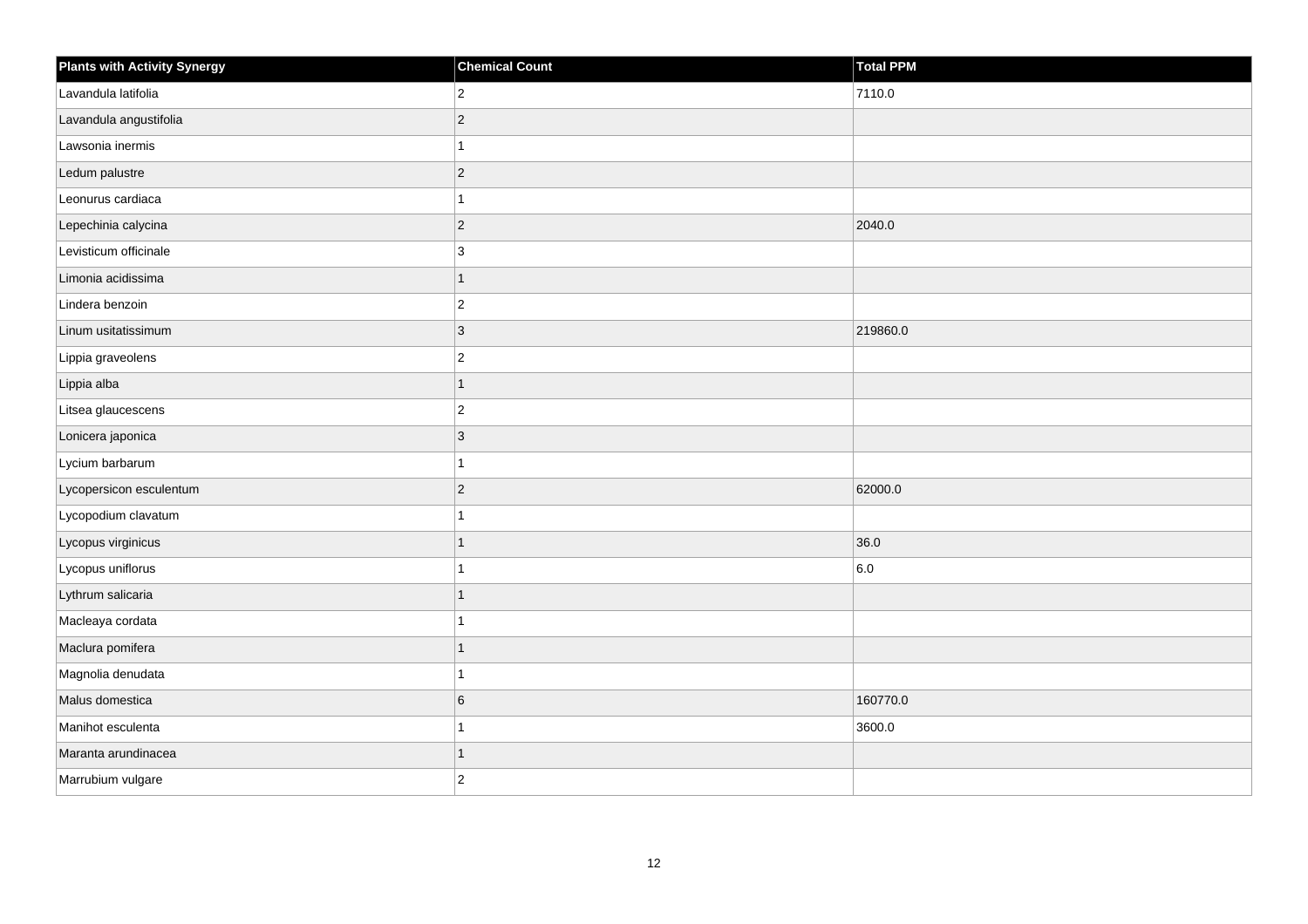| Plants with Activity Synergy | Chemical Count | Total PPM |
| --- | --- | --- |
| Lavandula latifolia | 2 | 7110.0 |
| Lavandula angustifolia | 2 | |
| Lawsonia inermis | 1 | |
| Ledum palustre | 2 | |
| Leonurus cardiaca | 1 | |
| Lepechinia calycina | 2 | 2040.0 |
| Levisticum officinale | 3 | |
| Limonia acidissima | 1 | |
| Lindera benzoin | 2 | |
| Linum usitatissimum | 3 | 219860.0 |
| Lippia graveolens | 2 | |
| Lippia alba | 1 | |
| Litsea glaucescens | 2 | |
| Lonicera japonica | 3 | |
| Lycium barbarum | 1 | |
| Lycopersicon esculentum | 2 | 62000.0 |
| Lycopodium clavatum | 1 | |
| Lycopus virginicus | 1 | 36.0 |
| Lycopus uniflorus | 1 | 6.0 |
| Lythrum salicaria | 1 | |
| Macleaya cordata | 1 | |
| Maclura pomifera | 1 | |
| Magnolia denudata | 1 | |
| Malus domestica | 6 | 160770.0 |
| Manihot esculenta | 1 | 3600.0 |
| Maranta arundinacea | 1 | |
| Marrubium vulgare | 2 | |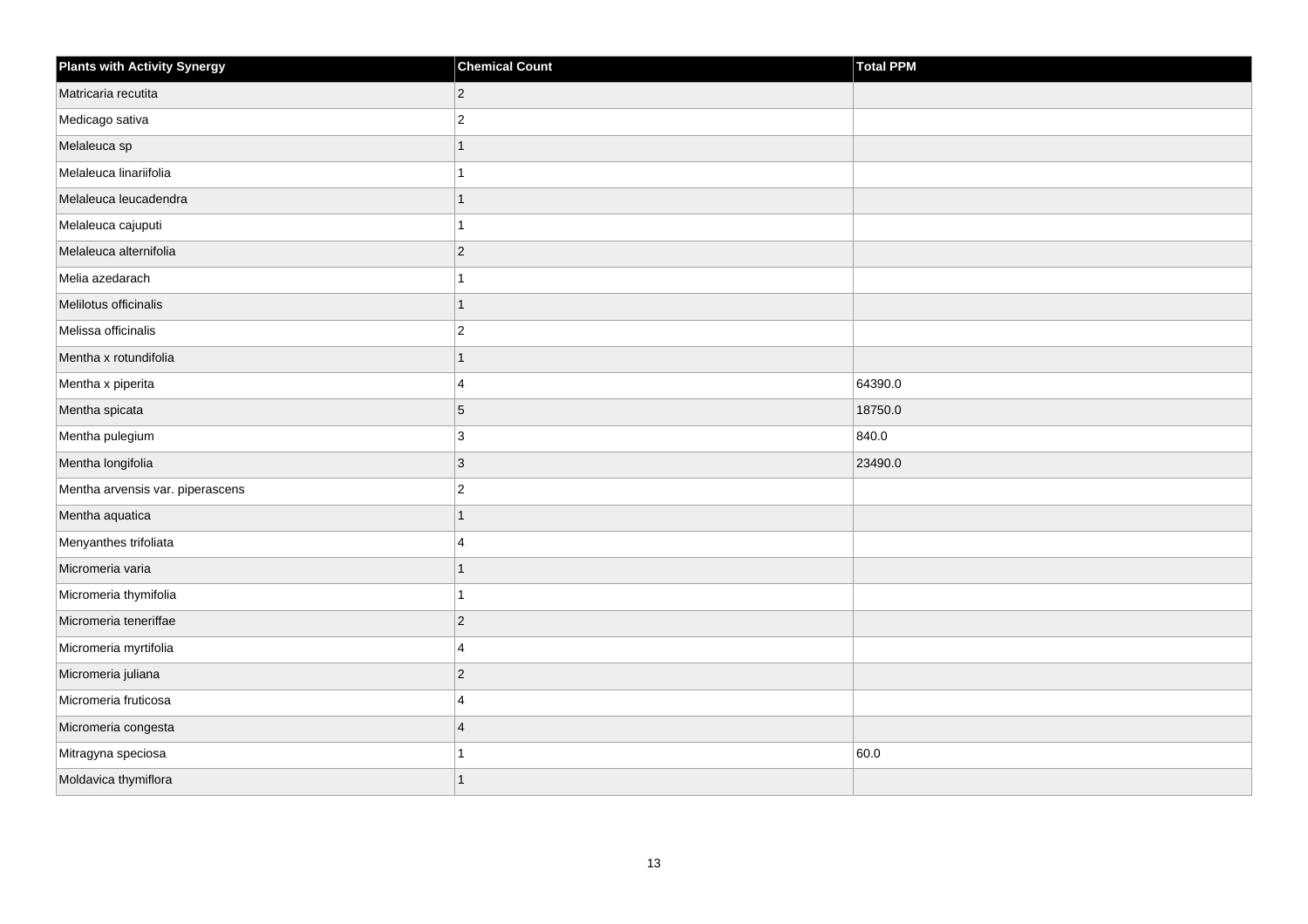| Plants with Activity Synergy | Chemical Count | Total PPM |
| --- | --- | --- |
| Matricaria recutita | 2 | |
| Medicago sativa | 2 | |
| Melaleuca sp | 1 | |
| Melaleuca linariifolia | 1 | |
| Melaleuca leucadendra | 1 | |
| Melaleuca cajuputi | 1 | |
| Melaleuca alternifolia | 2 | |
| Melia azedarach | 1 | |
| Melilotus officinalis | 1 | |
| Melissa officinalis | 2 | |
| Mentha x rotundifolia | 1 | |
| Mentha x piperita | 4 | 64390.0 |
| Mentha spicata | 5 | 18750.0 |
| Mentha pulegium | 3 | 840.0 |
| Mentha longifolia | 3 | 23490.0 |
| Mentha arvensis var. piperascens | 2 | |
| Mentha aquatica | 1 | |
| Menyanthes trifoliata | 4 | |
| Micromeria varia | 1 | |
| Micromeria thymifolia | 1 | |
| Micromeria teneriffae | 2 | |
| Micromeria myrtifolia | 4 | |
| Micromeria juliana | 2 | |
| Micromeria fruticosa | 4 | |
| Micromeria congesta | 4 | |
| Mitragyna speciosa | 1 | 60.0 |
| Moldavica thymiflora | 1 | |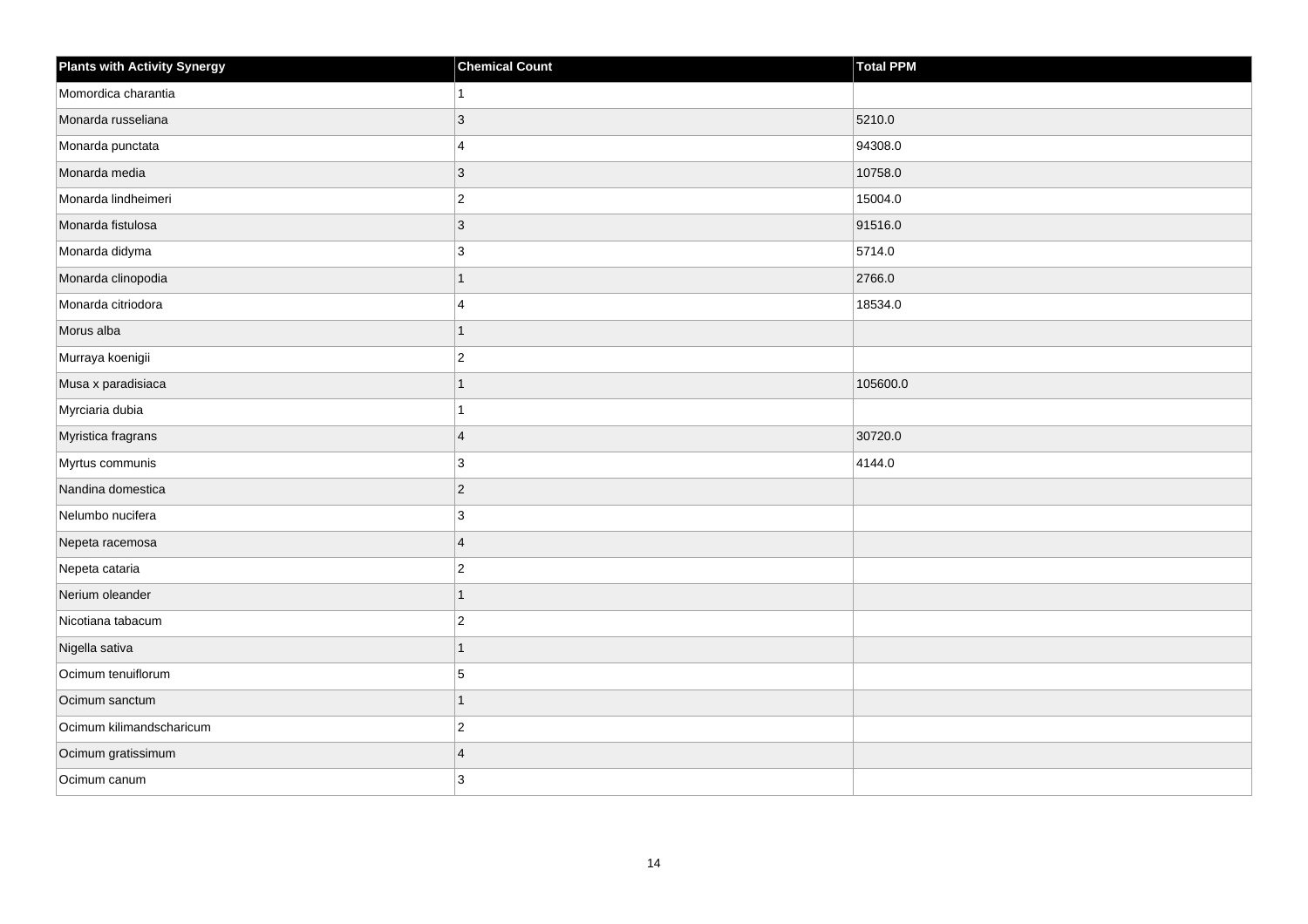| Plants with Activity Synergy | Chemical Count | Total PPM |
|---|---|---|
| Momordica charantia | 1 | |
| Monarda russeliana | 3 | 5210.0 |
| Monarda punctata | 4 | 94308.0 |
| Monarda media | 3 | 10758.0 |
| Monarda lindheimeri | 2 | 15004.0 |
| Monarda fistulosa | 3 | 91516.0 |
| Monarda didyma | 3 | 5714.0 |
| Monarda clinopodia | 1 | 2766.0 |
| Monarda citriodora | 4 | 18534.0 |
| Morus alba | 1 | |
| Murraya koenigii | 2 | |
| Musa x paradisiaca | 1 | 105600.0 |
| Myrciaria dubia | 1 | |
| Myristica fragrans | 4 | 30720.0 |
| Myrtus communis | 3 | 4144.0 |
| Nandina domestica | 2 | |
| Nelumbo nucifera | 3 | |
| Nepeta racemosa | 4 | |
| Nepeta cataria | 2 | |
| Nerium oleander | 1 | |
| Nicotiana tabacum | 2 | |
| Nigella sativa | 1 | |
| Ocimum tenuiflorum | 5 | |
| Ocimum sanctum | 1 | |
| Ocimum kilimandscharicum | 2 | |
| Ocimum gratissimum | 4 | |
| Ocimum canum | 3 | |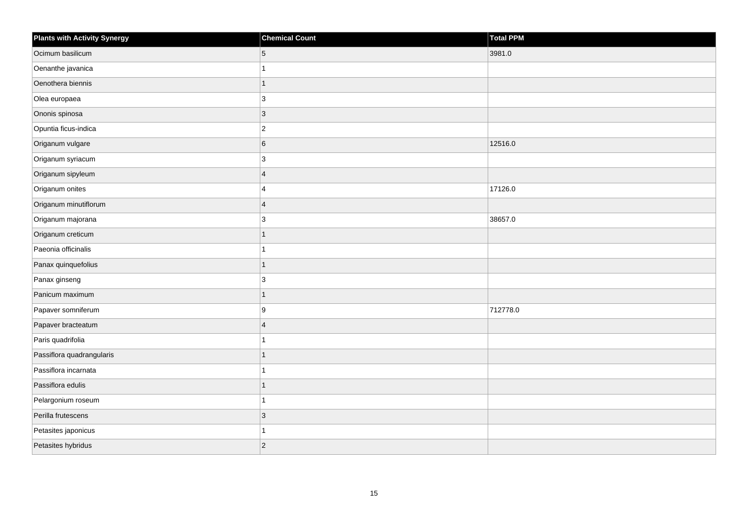| Plants with Activity Synergy | Chemical Count | Total PPM |
| --- | --- | --- |
| Ocimum basilicum | 5 | 3981.0 |
| Oenanthe javanica | 1 | |
| Oenothera biennis | 1 | |
| Olea europaea | 3 | |
| Ononis spinosa | 3 | |
| Opuntia ficus-indica | 2 | |
| Origanum vulgare | 6 | 12516.0 |
| Origanum syriacum | 3 | |
| Origanum sipyleum | 4 | |
| Origanum onites | 4 | 17126.0 |
| Origanum minutiflorum | 4 | |
| Origanum majorana | 3 | 38657.0 |
| Origanum creticum | 1 | |
| Paeonia officinalis | 1 | |
| Panax quinquefolius | 1 | |
| Panax ginseng | 3 | |
| Panicum maximum | 1 | |
| Papaver somniferum | 9 | 712778.0 |
| Papaver bracteatum | 4 | |
| Paris quadrifolia | 1 | |
| Passiflora quadrangularis | 1 | |
| Passiflora incarnata | 1 | |
| Passiflora edulis | 1 | |
| Pelargonium roseum | 1 | |
| Perilla frutescens | 3 | |
| Petasites japonicus | 1 | |
| Petasites hybridus | 2 | |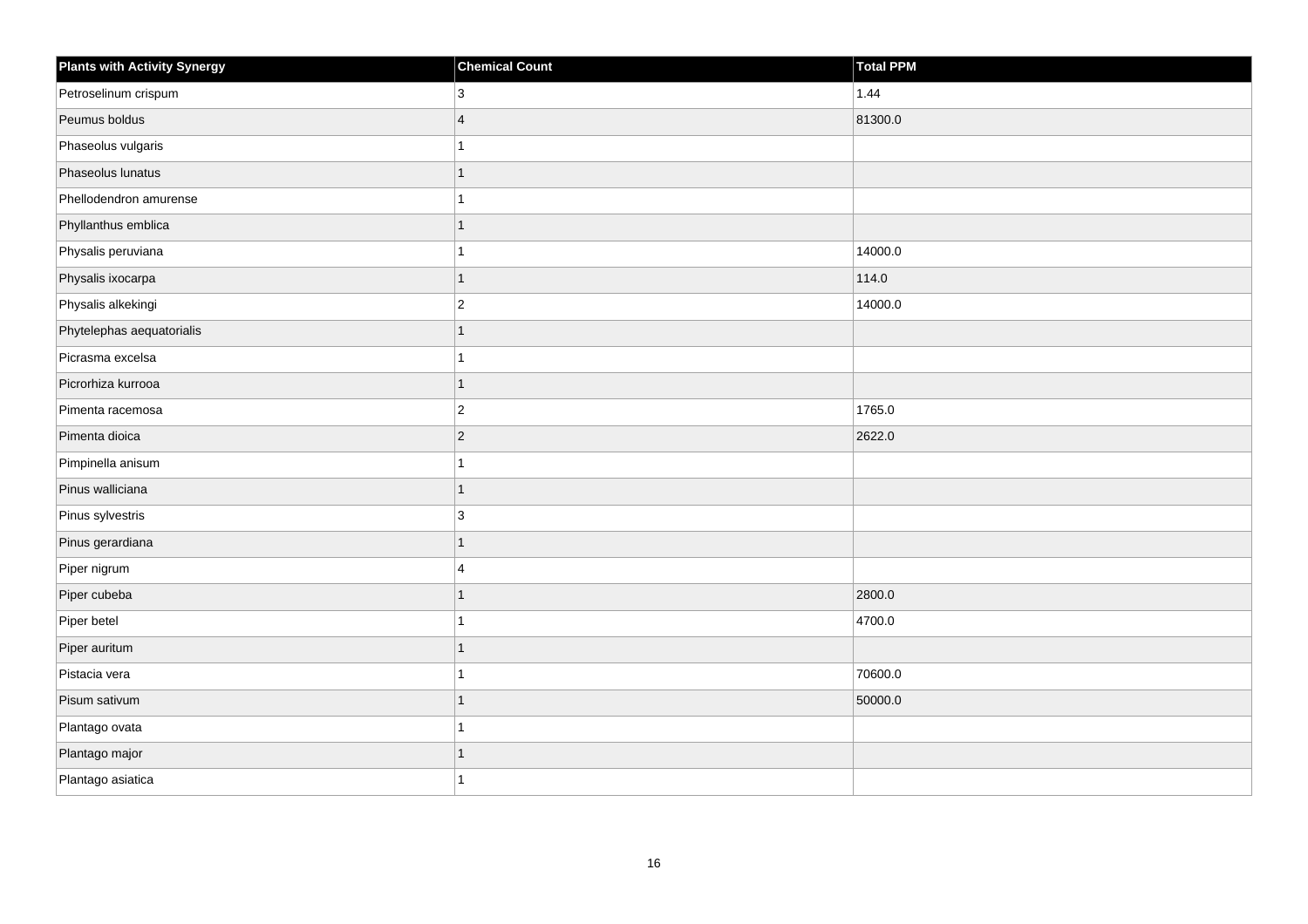| Plants with Activity Synergy | Chemical Count | Total PPM |
| --- | --- | --- |
| Petroselinum crispum | 3 | 1.44 |
| Peumus boldus | 4 | 81300.0 |
| Phaseolus vulgaris | 1 | |
| Phaseolus lunatus | 1 | |
| Phellodendron amurense | 1 | |
| Phyllanthus emblica | 1 | |
| Physalis peruviana | 1 | 14000.0 |
| Physalis ixocarpa | 1 | 114.0 |
| Physalis alkekingi | 2 | 14000.0 |
| Phytelephas aequatorialis | 1 | |
| Picrasma excelsa | 1 | |
| Picrorhiza kurrooa | 1 | |
| Pimenta racemosa | 2 | 1765.0 |
| Pimenta dioica | 2 | 2622.0 |
| Pimpinella anisum | 1 | |
| Pinus walliciana | 1 | |
| Pinus sylvestris | 3 | |
| Pinus gerardiana | 1 | |
| Piper nigrum | 4 | |
| Piper cubeba | 1 | 2800.0 |
| Piper betel | 1 | 4700.0 |
| Piper auritum | 1 | |
| Pistacia vera | 1 | 70600.0 |
| Pisum sativum | 1 | 50000.0 |
| Plantago ovata | 1 | |
| Plantago major | 1 | |
| Plantago asiatica | 1 | |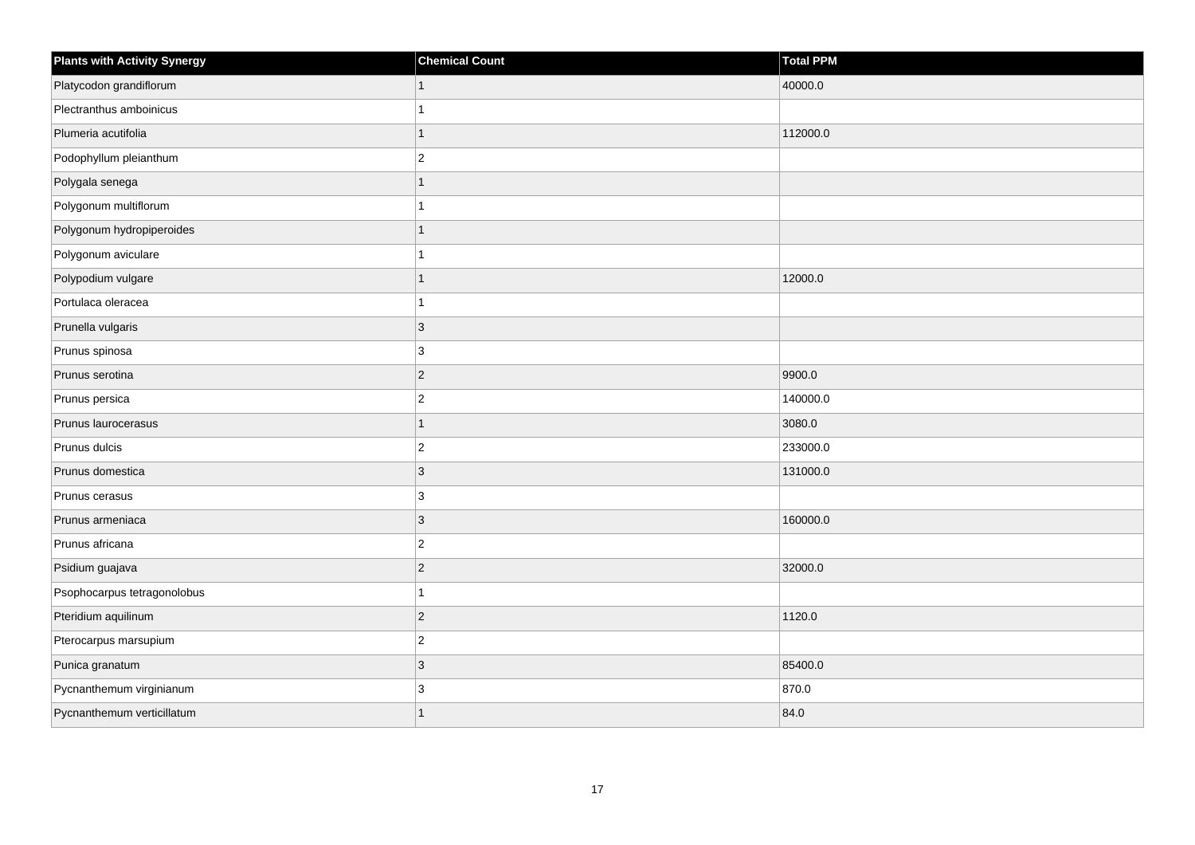| Plants with Activity Synergy | Chemical Count | Total PPM |
| --- | --- | --- |
| Platycodon grandiflorum | 1 | 40000.0 |
| Plectranthus amboinicus | 1 | |
| Plumeria acutifolia | 1 | 112000.0 |
| Podophyllum pleianthum | 2 | |
| Polygala senega | 1 | |
| Polygonum multiflorum | 1 | |
| Polygonum hydropiperoides | 1 | |
| Polygonum aviculare | 1 | |
| Polypodium vulgare | 1 | 12000.0 |
| Portulaca oleracea | 1 | |
| Prunella vulgaris | 3 | |
| Prunus spinosa | 3 | |
| Prunus serotina | 2 | 9900.0 |
| Prunus persica | 2 | 140000.0 |
| Prunus laurocerasus | 1 | 3080.0 |
| Prunus dulcis | 2 | 233000.0 |
| Prunus domestica | 3 | 131000.0 |
| Prunus cerasus | 3 | |
| Prunus armeniaca | 3 | 160000.0 |
| Prunus africana | 2 | |
| Psidium guajava | 2 | 32000.0 |
| Psophocarpus tetragonolobus | 1 | |
| Pteridium aquilinum | 2 | 1120.0 |
| Pterocarpus marsupium | 2 | |
| Punica granatum | 3 | 85400.0 |
| Pycnanthemum virginianum | 3 | 870.0 |
| Pycnanthemum verticillatum | 1 | 84.0 |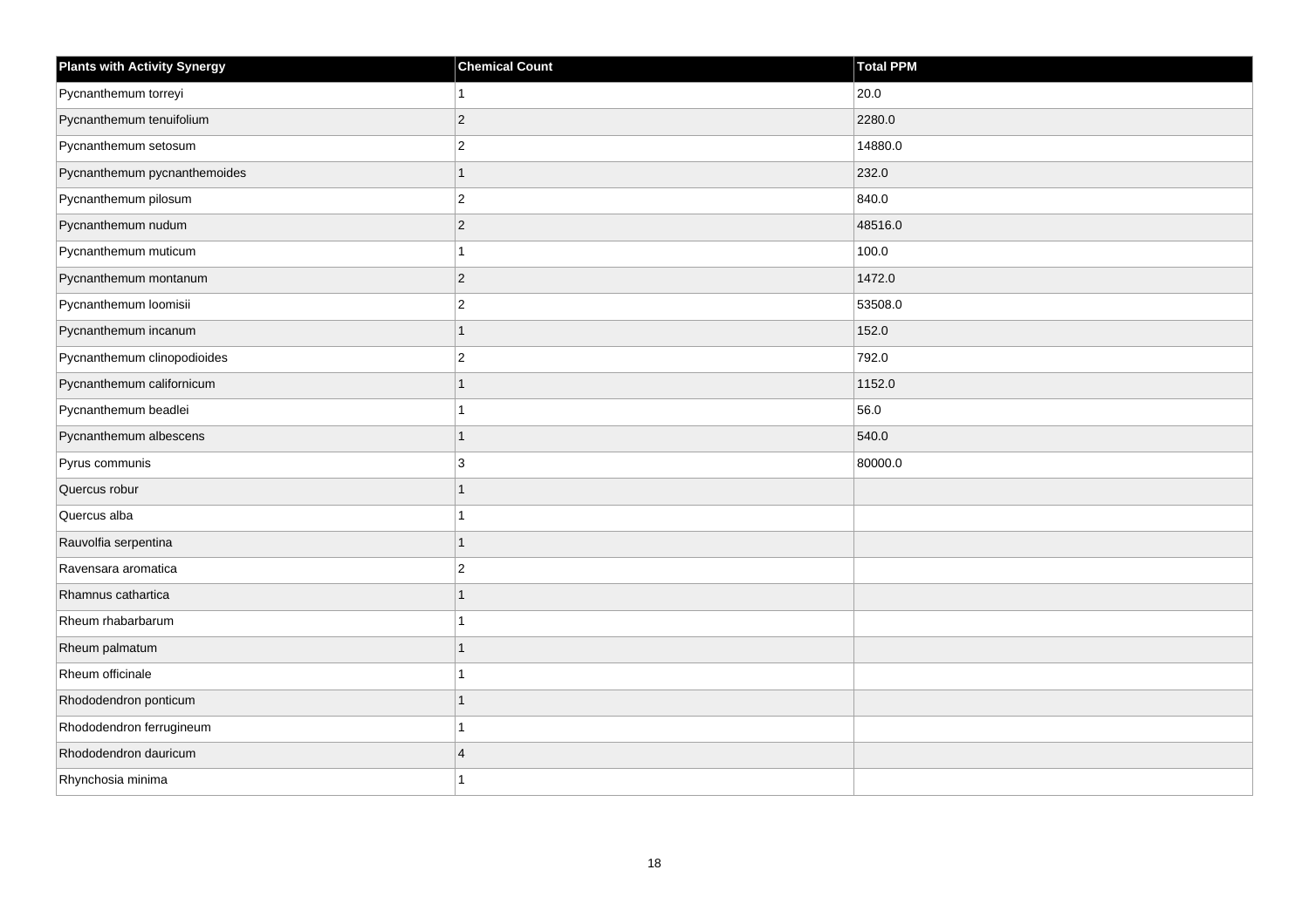| Plants with Activity Synergy | Chemical Count | Total PPM |
|---|---|---|
| Pycnanthemum torreyi | 1 | 20.0 |
| Pycnanthemum tenuifolium | 2 | 2280.0 |
| Pycnanthemum setosum | 2 | 14880.0 |
| Pycnanthemum pycnanthemoides | 1 | 232.0 |
| Pycnanthemum pilosum | 2 | 840.0 |
| Pycnanthemum nudum | 2 | 48516.0 |
| Pycnanthemum muticum | 1 | 100.0 |
| Pycnanthemum montanum | 2 | 1472.0 |
| Pycnanthemum loomisii | 2 | 53508.0 |
| Pycnanthemum incanum | 1 | 152.0 |
| Pycnanthemum clinopodioides | 2 | 792.0 |
| Pycnanthemum californicum | 1 | 1152.0 |
| Pycnanthemum beadlei | 1 | 56.0 |
| Pycnanthemum albescens | 1 | 540.0 |
| Pyrus communis | 3 | 80000.0 |
| Quercus robur | 1 | |
| Quercus alba | 1 | |
| Rauvolfia serpentina | 1 | |
| Ravensara aromatica | 2 | |
| Rhamnus cathartica | 1 | |
| Rheum rhabarbarum | 1 | |
| Rheum palmatum | 1 | |
| Rheum officinale | 1 | |
| Rhododendron ponticum | 1 | |
| Rhododendron ferrugineum | 1 | |
| Rhododendron dauricum | 4 | |
| Rhynchosia minima | 1 | |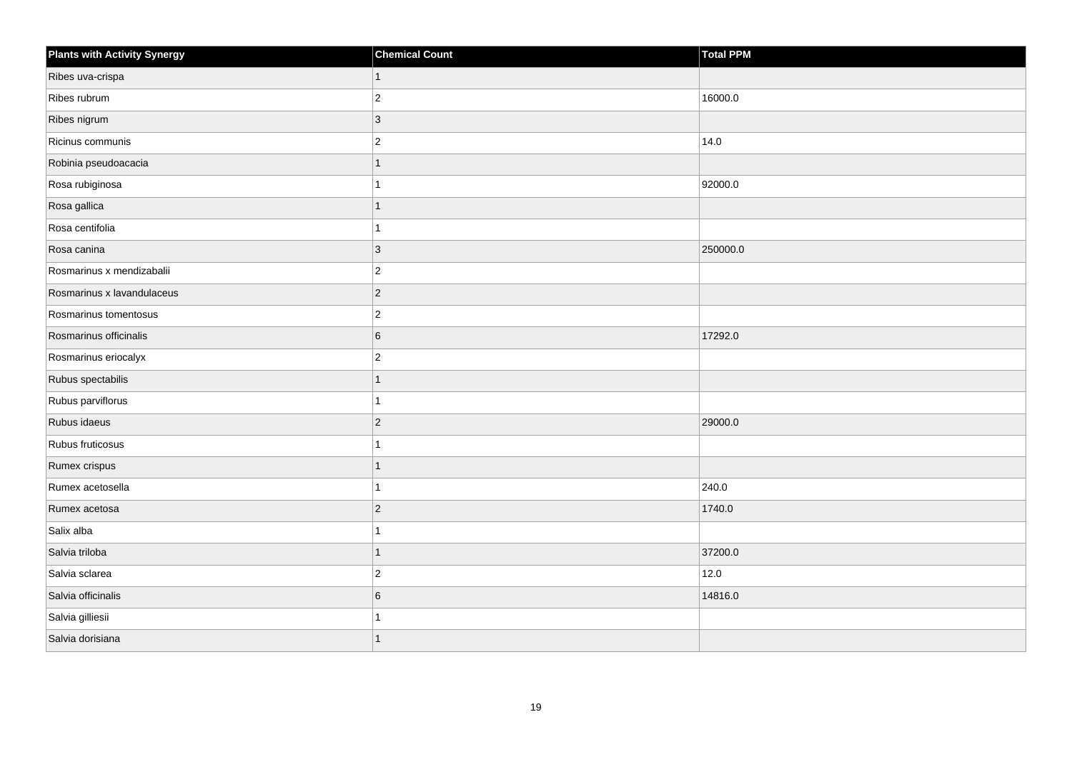| Plants with Activity Synergy | Chemical Count | Total PPM |
|---|---|---|
| Ribes uva-crispa | 1 | |
| Ribes rubrum | 2 | 16000.0 |
| Ribes nigrum | 3 | |
| Ricinus communis | 2 | 14.0 |
| Robinia pseudoacacia | 1 | |
| Rosa rubiginosa | 1 | 92000.0 |
| Rosa gallica | 1 | |
| Rosa centifolia | 1 | |
| Rosa canina | 3 | 250000.0 |
| Rosmarinus x mendizabalii | 2 | |
| Rosmarinus x lavandulaceus | 2 | |
| Rosmarinus tomentosus | 2 | |
| Rosmarinus officinalis | 6 | 17292.0 |
| Rosmarinus eriocalyx | 2 | |
| Rubus spectabilis | 1 | |
| Rubus parviflorus | 1 | |
| Rubus idaeus | 2 | 29000.0 |
| Rubus fruticosus | 1 | |
| Rumex crispus | 1 | |
| Rumex acetosella | 1 | 240.0 |
| Rumex acetosa | 2 | 1740.0 |
| Salix alba | 1 | |
| Salvia triloba | 1 | 37200.0 |
| Salvia sclarea | 2 | 12.0 |
| Salvia officinalis | 6 | 14816.0 |
| Salvia gilliesii | 1 | |
| Salvia dorisiana | 1 | |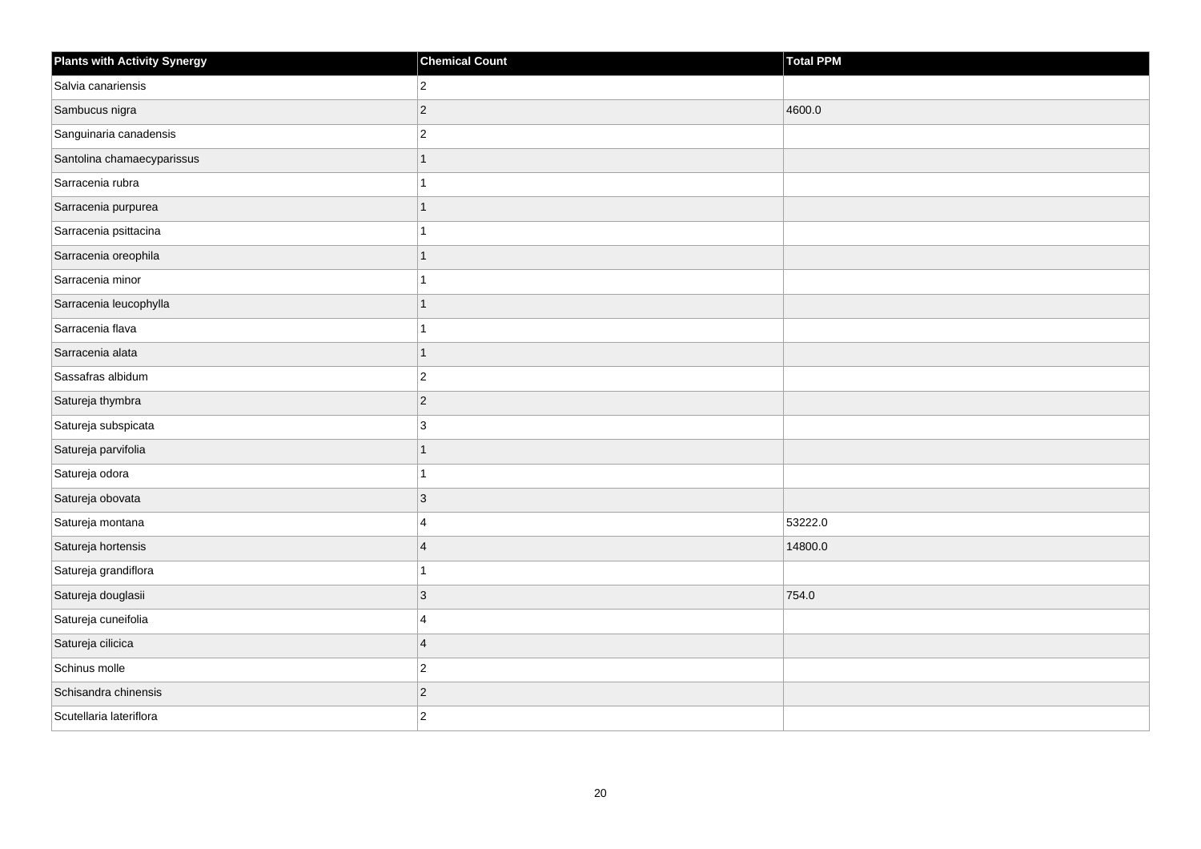| Plants with Activity Synergy | Chemical Count | Total PPM |
| --- | --- | --- |
| Salvia canariensis | 2 | |
| Sambucus nigra | 2 | 4600.0 |
| Sanguinaria canadensis | 2 | |
| Santolina chamaecyparissus | 1 | |
| Sarracenia rubra | 1 | |
| Sarracenia purpurea | 1 | |
| Sarracenia psittacina | 1 | |
| Sarracenia oreophila | 1 | |
| Sarracenia minor | 1 | |
| Sarracenia leucophylla | 1 | |
| Sarracenia flava | 1 | |
| Sarracenia alata | 1 | |
| Sassafras albidum | 2 | |
| Satureja thymbra | 2 | |
| Satureja subspicata | 3 | |
| Satureja parvifolia | 1 | |
| Satureja odora | 1 | |
| Satureja obovata | 3 | |
| Satureja montana | 4 | 53222.0 |
| Satureja hortensis | 4 | 14800.0 |
| Satureja grandiflora | 1 | |
| Satureja douglasii | 3 | 754.0 |
| Satureja cuneifolia | 4 | |
| Satureja cilicica | 4 | |
| Schinus molle | 2 | |
| Schisandra chinensis | 2 | |
| Scutellaria lateriflora | 2 | |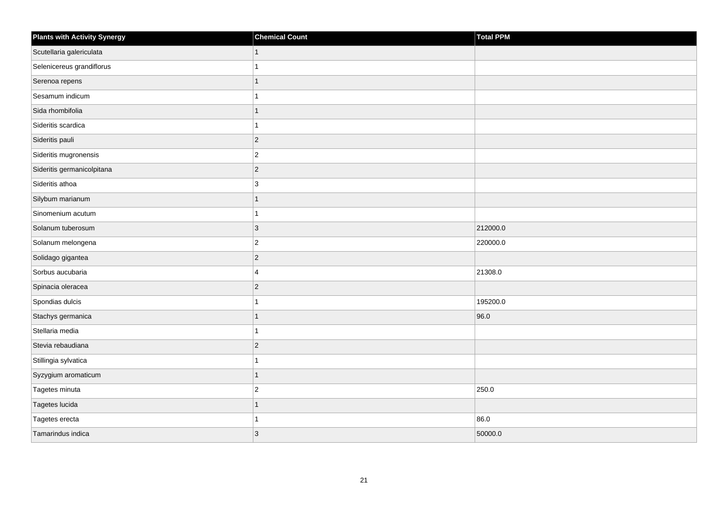| Plants with Activity Synergy | Chemical Count | Total PPM |
| --- | --- | --- |
| Scutellaria galericulata | 1 | |
| Selenicereus grandiflorus | 1 | |
| Serenoa repens | 1 | |
| Sesamum indicum | 1 | |
| Sida rhombifolia | 1 | |
| Sideritis scardica | 1 | |
| Sideritis pauli | 2 | |
| Sideritis mugronensis | 2 | |
| Sideritis germanicolpitana | 2 | |
| Sideritis athoa | 3 | |
| Silybum marianum | 1 | |
| Sinomenium acutum | 1 | |
| Solanum tuberosum | 3 | 212000.0 |
| Solanum melongena | 2 | 220000.0 |
| Solidago gigantea | 2 | |
| Sorbus aucubaria | 4 | 21308.0 |
| Spinacia oleracea | 2 | |
| Spondias dulcis | 1 | 195200.0 |
| Stachys germanica | 1 | 96.0 |
| Stellaria media | 1 | |
| Stevia rebaudiana | 2 | |
| Stillingia sylvatica | 1 | |
| Syzygium aromaticum | 1 | |
| Tagetes minuta | 2 | 250.0 |
| Tagetes lucida | 1 | |
| Tagetes erecta | 1 | 86.0 |
| Tamarindus indica | 3 | 50000.0 |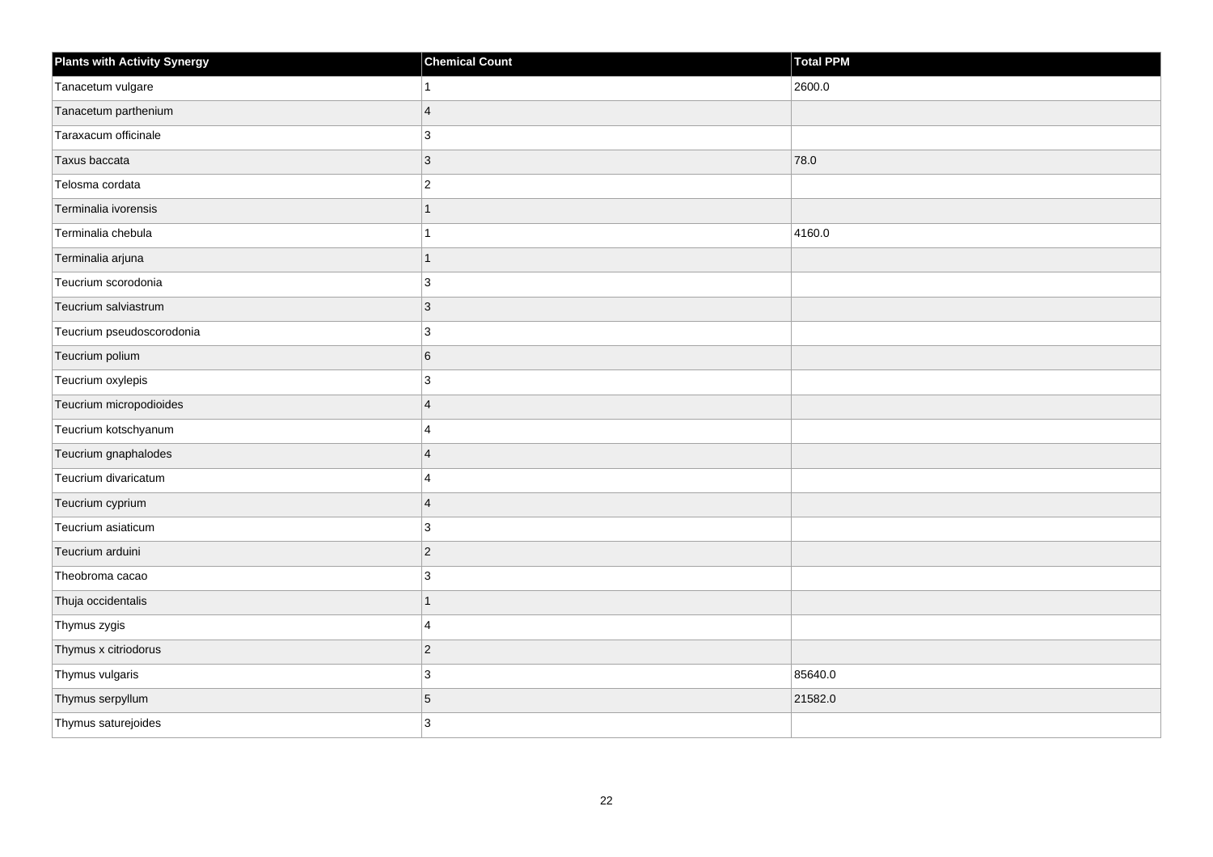| Plants with Activity Synergy | Chemical Count | Total PPM |
| --- | --- | --- |
| Tanacetum vulgare | 1 | 2600.0 |
| Tanacetum parthenium | 4 | |
| Taraxacum officinale | 3 | |
| Taxus baccata | 3 | 78.0 |
| Telosma cordata | 2 | |
| Terminalia ivorensis | 1 | |
| Terminalia chebula | 1 | 4160.0 |
| Terminalia arjuna | 1 | |
| Teucrium scorodonia | 3 | |
| Teucrium salviastrum | 3 | |
| Teucrium pseudoscorodonia | 3 | |
| Teucrium polium | 6 | |
| Teucrium oxylepis | 3 | |
| Teucrium micropodioides | 4 | |
| Teucrium kotschyanum | 4 | |
| Teucrium gnaphalodes | 4 | |
| Teucrium divaricatum | 4 | |
| Teucrium cyprium | 4 | |
| Teucrium asiaticum | 3 | |
| Teucrium arduini | 2 | |
| Theobroma cacao | 3 | |
| Thuja occidentalis | 1 | |
| Thymus zygis | 4 | |
| Thymus x citriodorus | 2 | |
| Thymus vulgaris | 3 | 85640.0 |
| Thymus serpyllum | 5 | 21582.0 |
| Thymus saturejoides | 3 | |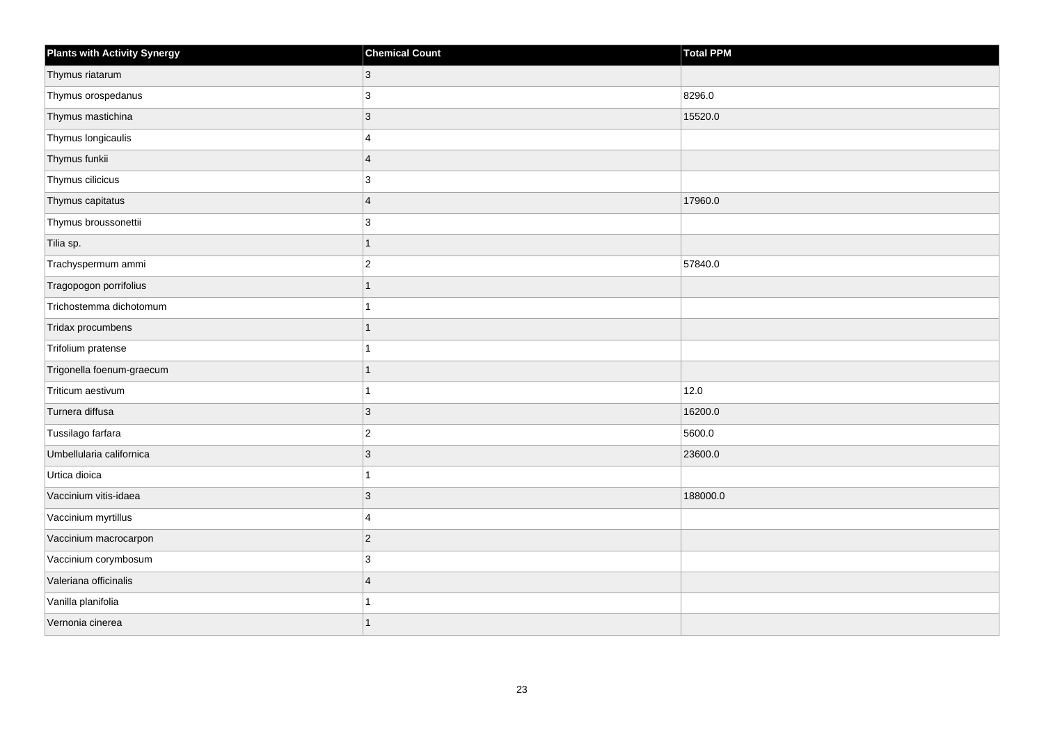| Plants with Activity Synergy | Chemical Count | Total PPM |
| --- | --- | --- |
| Thymus riatarum | 3 | |
| Thymus orospedanus | 3 | 8296.0 |
| Thymus mastichina | 3 | 15520.0 |
| Thymus longicaulis | 4 | |
| Thymus funkii | 4 | |
| Thymus cilicicus | 3 | |
| Thymus capitatus | 4 | 17960.0 |
| Thymus broussonettii | 3 | |
| Tilia sp. | 1 | |
| Trachyspermum ammi | 2 | 57840.0 |
| Tragopogon porrifolius | 1 | |
| Trichostemma dichotomum | 1 | |
| Tridax procumbens | 1 | |
| Trifolium pratense | 1 | |
| Trigonella foenum-graecum | 1 | |
| Triticum aestivum | 1 | 12.0 |
| Turnera diffusa | 3 | 16200.0 |
| Tussilago farfara | 2 | 5600.0 |
| Umbellularia californica | 3 | 23600.0 |
| Urtica dioica | 1 | |
| Vaccinium vitis-idaea | 3 | 188000.0 |
| Vaccinium myrtillus | 4 | |
| Vaccinium macrocarpon | 2 | |
| Vaccinium corymbosum | 3 | |
| Valeriana officinalis | 4 | |
| Vanilla planifolia | 1 | |
| Vernonia cinerea | 1 | |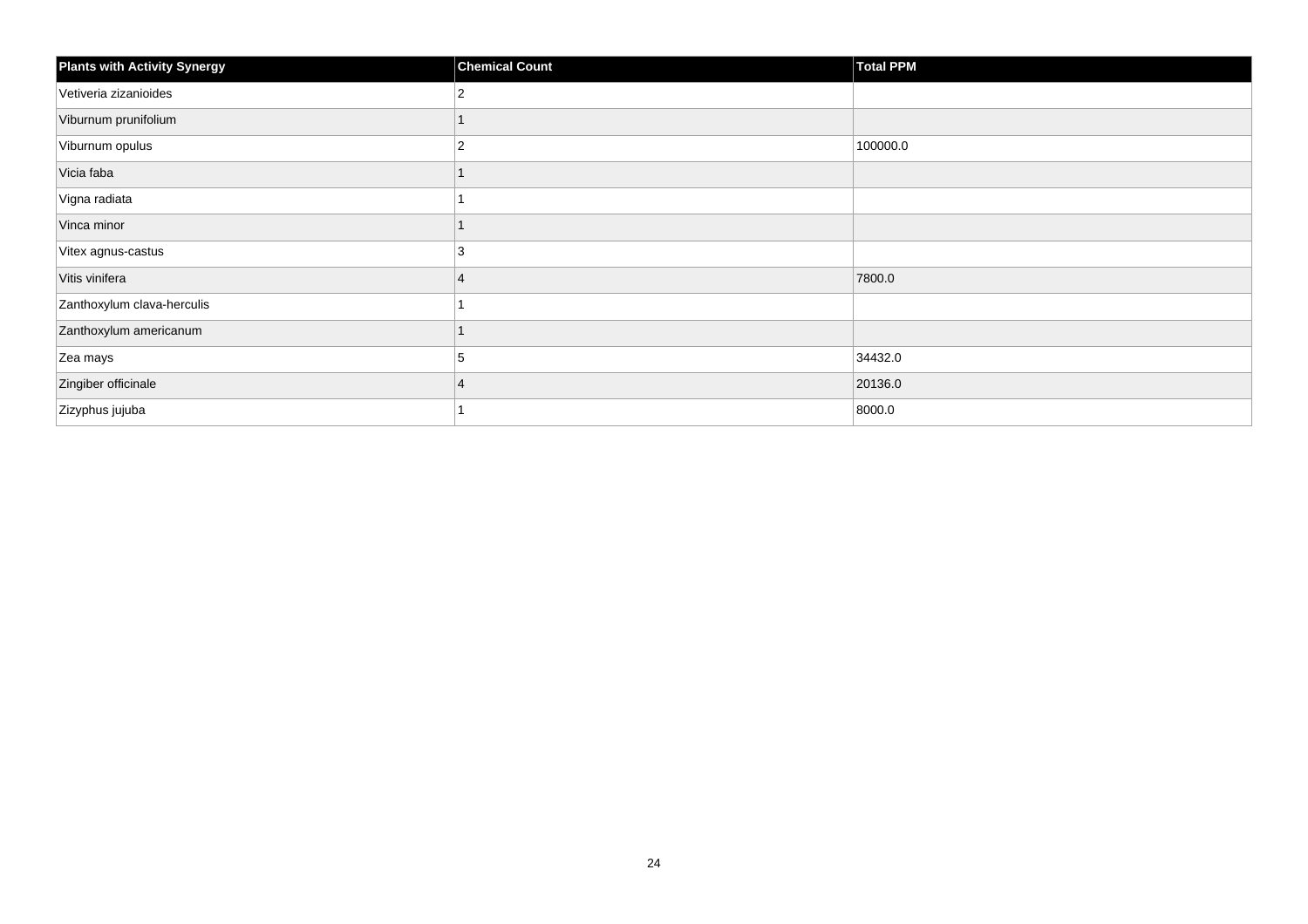| Plants with Activity Synergy | Chemical Count | Total PPM |
| --- | --- | --- |
| Vetiveria zizanioides | 2 | |
| Viburnum prunifolium | 1 | |
| Viburnum opulus | 2 | 100000.0 |
| Vicia faba | 1 | |
| Vigna radiata | 1 | |
| Vinca minor | 1 | |
| Vitex agnus-castus | 3 | |
| Vitis vinifera | 4 | 7800.0 |
| Zanthoxylum clava-herculis | 1 | |
| Zanthoxylum americanum | 1 | |
| Zea mays | 5 | 34432.0 |
| Zingiber officinale | 4 | 20136.0 |
| Zizyphus jujuba | 1 | 8000.0 |